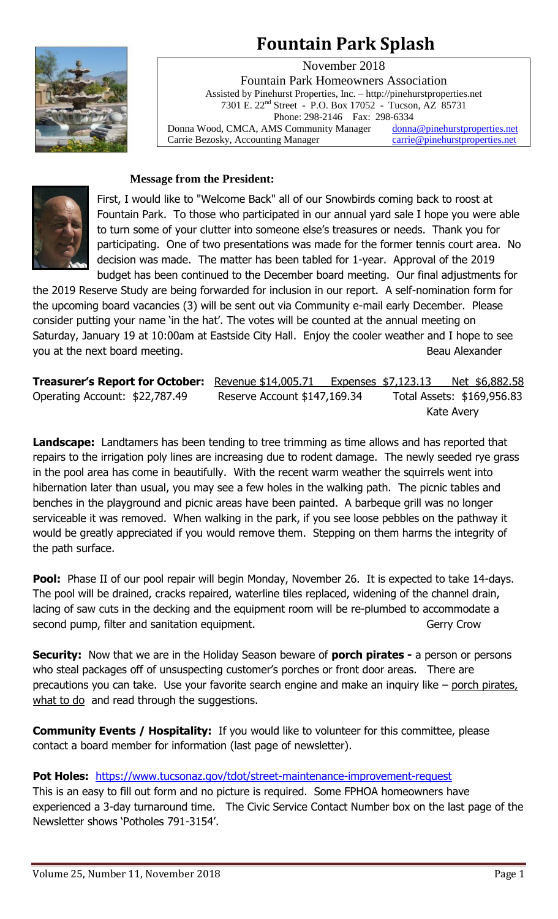# Fountain Park Splash

November 2018

Fountain Park Homeowners Association

Assisted by Pinehurst Properties, Inc. – http://pinehurstproperties.net

7301 E. 22nd Street - P.O. Box 17052 - Tucson, AZ 85731

Phone: 298-2146 Fax: 298-6334

Donna Wood, CMCA, AMS Community Manager donna@pinehurstproperties.net

Carrie Bezosky, Accounting Manager carrie@pinehurstproperties.net

**Message from the President:**

First, I would like to "Welcome Back" all of our Snowbirds coming back to roost at Fountain Park. To those who participated in our annual yard sale I hope you were able to turn some of your clutter into someone else's treasures or needs. Thank you for participating. One of two presentations was made for the former tennis court area. No decision was made. The matter has been tabled for 1-year. Approval of the 2019 budget has been continued to the December board meeting. Our final adjustments for the 2019 Reserve Study are being forwarded for inclusion in our report. A self-nomination form for the upcoming board vacancies (3) will be sent out via Community e-mail early December. Please consider putting your name 'in the hat'. The votes will be counted at the annual meeting on Saturday, January 19 at 10:00am at Eastside City Hall. Enjoy the cooler weather and I hope to see you at the next board meeting.

Beau Alexander

**Treasurer's Report for October:** Revenue $14,005.71 Expenses $7,123.13 Net $6,882.58

Operating Account: $22,787.49 Reserve Account $147,169.34 Total Assets: $169,956.83

Kate Avery

**Landscape:** Landtamers has been tending to tree trimming as time allows and has reported that repairs to the irrigation poly lines are increasing due to rodent damage. The newly seeded rye grass in the pool area has come in beautifully. With the recent warm weather the squirrels went into hibernation later than usual, you may see a few holes in the walking path. The picnic tables and benches in the playground and picnic areas have been painted. A barbeque grill was no longer serviceable it was removed. When walking in the park, if you see loose pebbles on the pathway it would be greatly appreciated if you would remove them. Stepping on them harms the integrity of the path surface.

**Pool:** Phase II of our pool repair will begin Monday, November 26. It is expected to take 14-days. The pool will be drained, cracks repaired, waterline tiles replaced, widening of the channel drain, lacing of saw cuts in the decking and the equipment room will be re-plumbed to accommodate a second pump, filter and sanitation equipment.

Gerry Crow

**Security:** Now that we are in the Holiday Season beware of **porch pirates -** a person or persons who steal packages off of unsuspecting customer's porches or front door areas. There are precautions you can take. Use your favorite search engine and make an inquiry like – porch pirates, what to do and read through the suggestions.

**Community Events / Hospitality:** If you would like to volunteer for this committee, please contact a board member for information (last page of newsletter).

**Pot Holes:** https://www.tucsonaz.gov/tdot/street-maintenance-improvement-request

This is an easy to fill out form and no picture is required. Some FPHOA homeowners have experienced a 3-day turnaround time. The Civic Service Contact Number box on the last page of the Newsletter shows 'Potholes 791-3154'.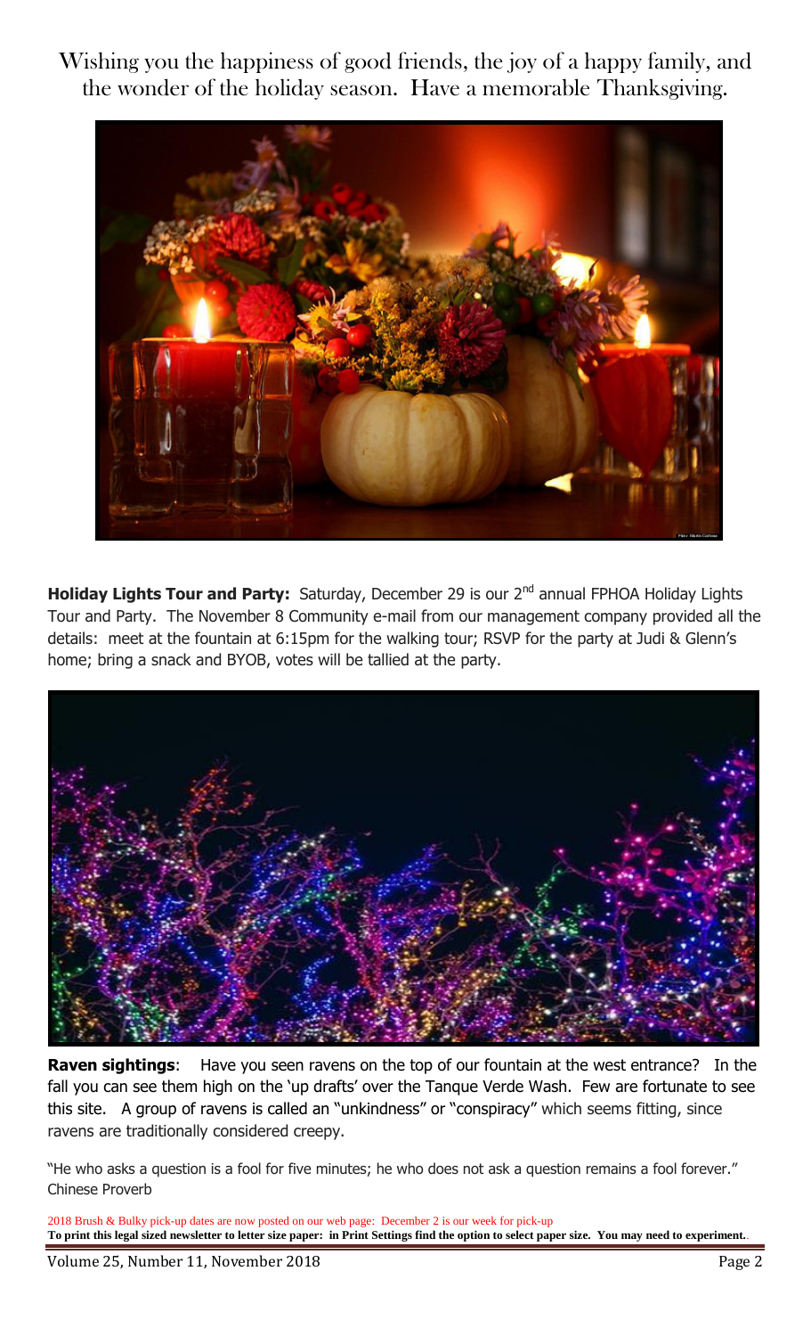Wishing you the happiness of good friends, the joy of a happy family, and the wonder of the holiday season. Have a memorable Thanksgiving.

**Holiday Lights Tour and Party:** Saturday, December 29 is our 2nd annual FPHOA Holiday Lights Tour and Party. The November 8 Community e-mail from our management company provided all the details: meet at the fountain at 6:15pm for the walking tour; RSVP for the party at Judi & Glenn's home; bring a snack and BYOB, votes will be tallied at the party.

**Raven sightings**: Have you seen ravens on the top of our fountain at the west entrance? In the fall you can see them high on the 'up drafts' over the Tanque Verde Wash. Few are fortunate to see this site. A group of ravens is called an "unkindness" or "conspiracy" which seems fitting, since ravens are traditionally considered creepy.

"He who asks a question is a fool for five minutes; he who does not ask a question remains a fool forever."
Chinese Proverb

2018 Brush & Bulky pick-up dates are now posted on our web page: December 2 is our week for pick-up

**To print this legal sized newsletter to letter size paper: in Print Settings find the option to select paper size. You may need to experiment.**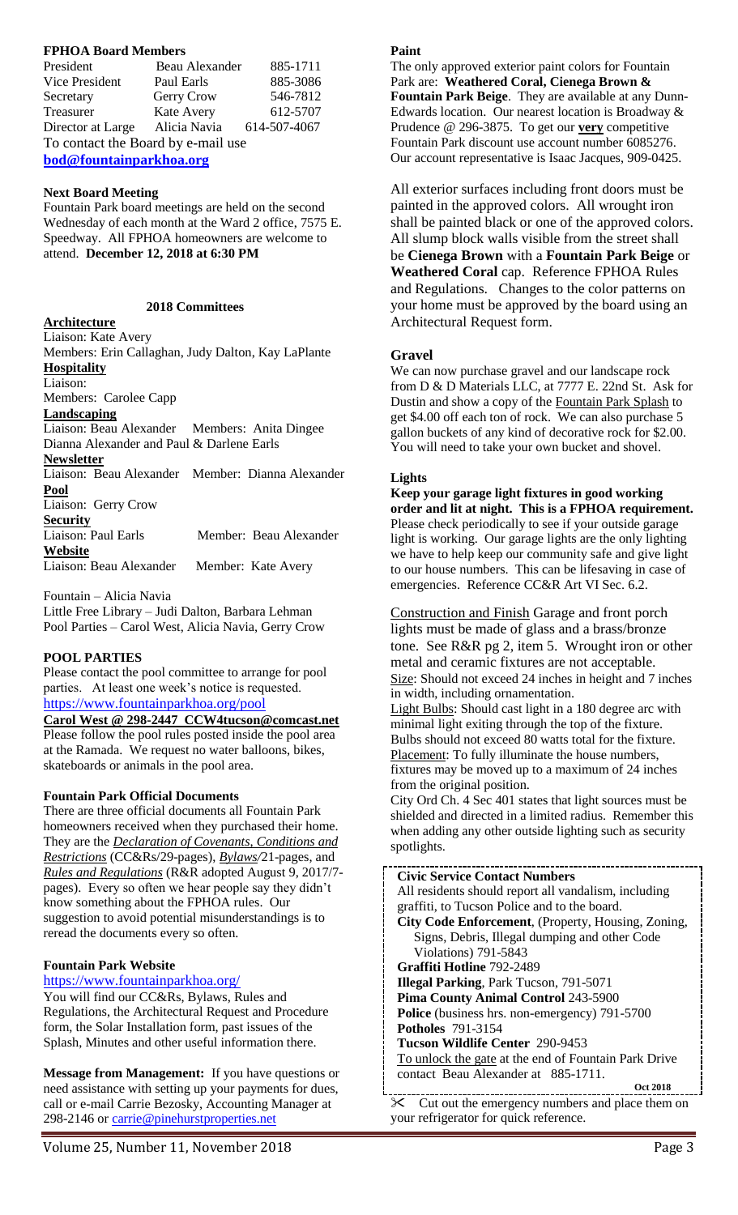## FPHOA Board Members

| | | |
|---|---|---|
| President | Beau Alexander | 885-1711 |
| Vice President | Paul Earls | 885-3086 |
| Secretary | Gerry Crow | 546-7812 |
| Treasurer | Kate Avery | 612-5707 |
| Director at Large | Alicia Navia | 614-507-4067 |

To contact the Board by e-mail use
**bod@fountainparkhoa.org**

### Next Board Meeting

Fountain Park board meetings are held on the second Wednesday of each month at the Ward 2 office, 7575 E. Speedway. All FPHOA homeowners are welcome to attend. **December 12, 2018 at 6:30 PM**

### 2018 Committees

**Architecture**
Liaison: Kate Avery
Members: Erin Callaghan, Judy Dalton, Kay LaPlante

**Hospitality**
Liaison:
Members: Carolee Capp

**Landscaping**
Liaison: Beau Alexander  Members: Anita Dingee
Dianna Alexander and Paul & Darlene Earls

**Newsletter**
Liaison: Beau Alexander  Member: Dianna Alexander

**Pool**
Liaison: Gerry Crow

**Security**
Liaison: Paul Earls  Member: Beau Alexander

**Website**
Liaison: Beau Alexander  Member: Kate Avery

Fountain – Alicia Navia
Little Free Library – Judi Dalton, Barbara Lehman
Pool Parties – Carol West, Alicia Navia, Gerry Crow

### POOL PARTIES

Please contact the pool committee to arrange for pool parties. At least one week's notice is requested.
https://www.fountainparkhoa.org/pool
**Carol West @ 298-2447 CCW4tucson@comcast.net**
Please follow the pool rules posted inside the pool area at the Ramada. We request no water balloons, bikes, skateboards or animals in the pool area.

### Fountain Park Official Documents

There are three official documents all Fountain Park homeowners received when they purchased their home. They are the *Declaration of Covenants, Conditions and Restrictions* (CC&Rs/29-pages), *Bylaws*/21-pages, and *Rules and Regulations* (R&R adopted August 9, 2017/7-pages). Every so often we hear people say they didn't know something about the FPHOA rules. Our suggestion to avoid potential misunderstandings is to reread the documents every so often.

### Fountain Park Website

https://www.fountainparkhoa.org/
You will find our CC&Rs, Bylaws, Rules and Regulations, the Architectural Request and Procedure form, the Solar Installation form, past issues of the Splash, Minutes and other useful information there.

**Message from Management:** If you have questions or need assistance with setting up your payments for dues, call or e-mail Carrie Bezosky, Accounting Manager at 298-2146 or carrie@pinehurstproperties.net

### Paint

The only approved exterior paint colors for Fountain Park are: **Weathered Coral, Cienega Brown & Fountain Park Beige**. They are available at any Dunn-Edwards location. Our nearest location is Broadway & Prudence @ 296-3875. To get our **very** competitive Fountain Park discount use account number 6085276. Our account representative is Isaac Jacques, 909-0425.

All exterior surfaces including front doors must be painted in the approved colors. All wrought iron shall be painted black or one of the approved colors. All slump block walls visible from the street shall be **Cienega Brown** with a **Fountain Park Beige** or **Weathered Coral** cap. Reference FPHOA Rules and Regulations. Changes to the color patterns on your home must be approved by the board using an Architectural Request form.

### Gravel

We can now purchase gravel and our landscape rock from D & D Materials LLC, at 7777 E. 22nd St. Ask for Dustin and show a copy of the Fountain Park Splash to get $4.00 off each ton of rock. We can also purchase 5 gallon buckets of any kind of decorative rock for $2.00. You will need to take your own bucket and shovel.

### Lights

**Keep your garage light fixtures in good working order and lit at night. This is a FPHOA requirement.** Please check periodically to see if your outside garage light is working. Our garage lights are the only lighting we have to help keep our community safe and give light to our house numbers. This can be lifesaving in case of emergencies. Reference CC&R Art VI Sec. 6.2.

Construction and Finish Garage and front porch lights must be made of glass and a brass/bronze tone. See R&R pg 2, item 5. Wrought iron or other metal and ceramic fixtures are not acceptable.
Size: Should not exceed 24 inches in height and 7 inches in width, including ornamentation.
Light Bulbs: Should cast light in a 180 degree arc with minimal light exiting through the top of the fixture. Bulbs should not exceed 80 watts total for the fixture.
Placement: To fully illuminate the house numbers, fixtures may be moved up to a maximum of 24 inches from the original position.
City Ord Ch. 4 Sec 401 states that light sources must be shielded and directed in a limited radius. Remember this when adding any other outside lighting such as security spotlights.

**Civic Service Contact Numbers**
All residents should report all vandalism, including graffiti, to Tucson Police and to the board.
**City Code Enforcement**, (Property, Housing, Zoning, Signs, Debris, Illegal dumping and other Code Violations) 791-5843
**Graffiti Hotline** 792-2489
**Illegal Parking**, Park Tucson, 791-5071
**Pima County Animal Control** 243-5900
**Police** (business hrs. non-emergency) 791-5700
**Potholes** 791-3154
**Tucson Wildlife Center** 290-9453
To unlock the gate at the end of Fountain Park Drive contact Beau Alexander at 885-1711.
**Oct 2018**

✂ Cut out the emergency numbers and place them on your refrigerator for quick reference.